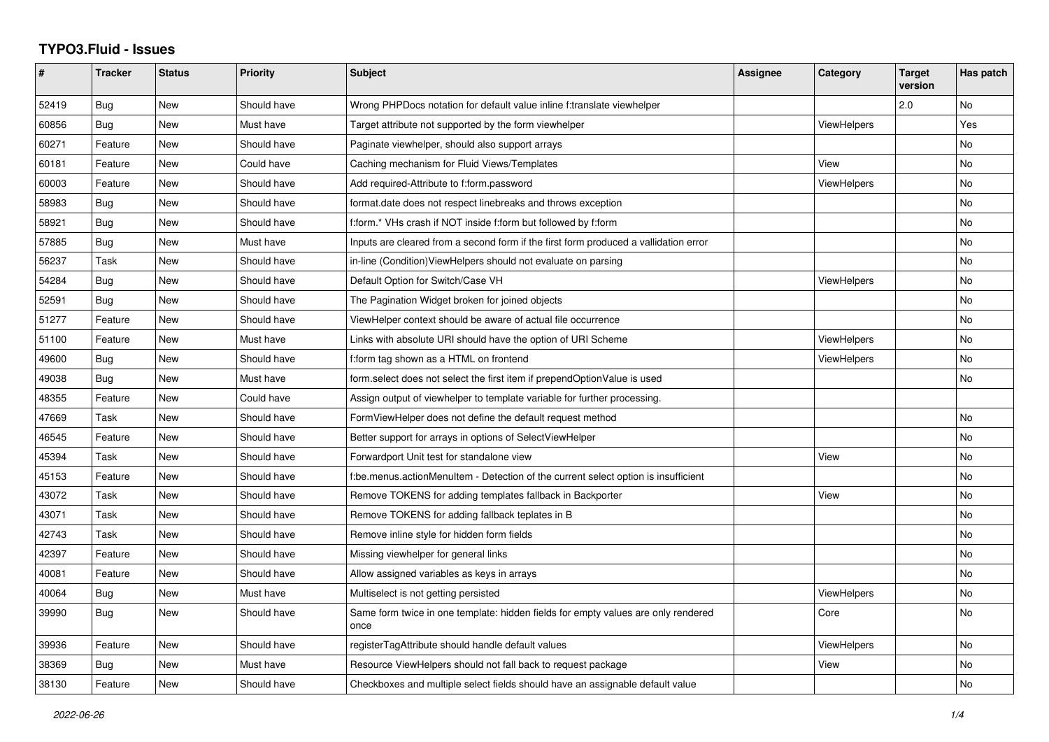# TYPO3.Fluid - Issues

| # | Tracker | Status | Priority | Subject | Assignee | Category | Target version | Has patch |
|---|---|---|---|---|---|---|---|---|
| 52419 | Bug | New | Should have | Wrong PHPDocs notation for default value inline f:translate viewhelper | | | 2.0 | No |
| 60856 | Bug | New | Must have | Target attribute not supported by the form viewhelper | | ViewHelpers | | Yes |
| 60271 | Feature | New | Should have | Paginate viewhelper, should also support arrays | | | | No |
| 60181 | Feature | New | Could have | Caching mechanism for Fluid Views/Templates | | View | | No |
| 60003 | Feature | New | Should have | Add required-Attribute to f:form.password | | ViewHelpers | | No |
| 58983 | Bug | New | Should have | format.date does not respect linebreaks and throws exception | | | | No |
| 58921 | Bug | New | Should have | f:form.* VHs crash if NOT inside f:form but followed by f:form | | | | No |
| 57885 | Bug | New | Must have | Inputs are cleared from a second form if the first form produced a vallidation error | | | | No |
| 56237 | Task | New | Should have | in-line (Condition)ViewHelpers should not evaluate on parsing | | | | No |
| 54284 | Bug | New | Should have | Default Option for Switch/Case VH | | ViewHelpers | | No |
| 52591 | Bug | New | Should have | The Pagination Widget broken for joined objects | | | | No |
| 51277 | Feature | New | Should have | ViewHelper context should be aware of actual file occurrence | | | | No |
| 51100 | Feature | New | Must have | Links with absolute URI should have the option of URI Scheme | | ViewHelpers | | No |
| 49600 | Bug | New | Should have | f:form tag shown as a HTML on frontend | | ViewHelpers | | No |
| 49038 | Bug | New | Must have | form.select does not select the first item if prependOptionValue is used | | | | No |
| 48355 | Feature | New | Could have | Assign output of viewhelper to template variable for further processing. | | | | |
| 47669 | Task | New | Should have | FormViewHelper does not define the default request method | | | | No |
| 46545 | Feature | New | Should have | Better support for arrays in options of SelectViewHelper | | | | No |
| 45394 | Task | New | Should have | Forwardport Unit test for standalone view | | View | | No |
| 45153 | Feature | New | Should have | f:be.menus.actionMenuItem - Detection of the current select option is insufficient | | | | No |
| 43072 | Task | New | Should have | Remove TOKENS for adding templates fallback in Backporter | | View | | No |
| 43071 | Task | New | Should have | Remove TOKENS for adding fallback teplates in B | | | | No |
| 42743 | Task | New | Should have | Remove inline style for hidden form fields | | | | No |
| 42397 | Feature | New | Should have | Missing viewhelper for general links | | | | No |
| 40081 | Feature | New | Should have | Allow assigned variables as keys in arrays | | | | No |
| 40064 | Bug | New | Must have | Multiselect is not getting persisted | | ViewHelpers | | No |
| 39990 | Bug | New | Should have | Same form twice in one template: hidden fields for empty values are only rendered once | | Core | | No |
| 39936 | Feature | New | Should have | registerTagAttribute should handle default values | | ViewHelpers | | No |
| 38369 | Bug | New | Must have | Resource ViewHelpers should not fall back to request package | | View | | No |
| 38130 | Feature | New | Should have | Checkboxes and multiple select fields should have an assignable default value | | | | No |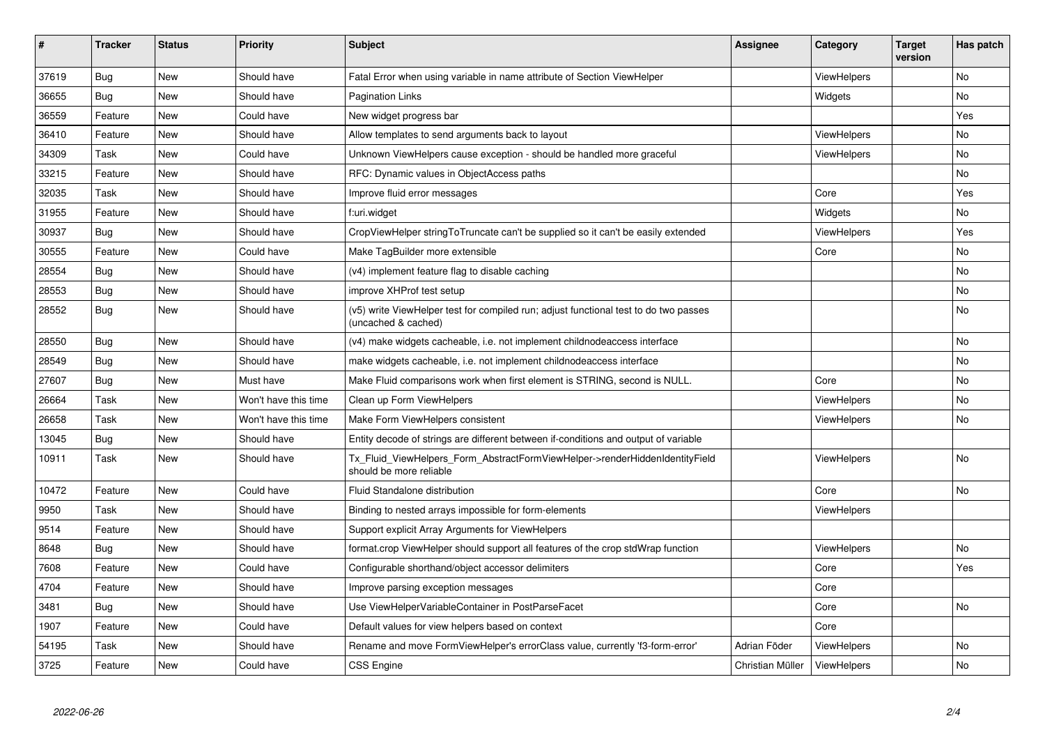| # | Tracker | Status | Priority | Subject | Assignee | Category | Target version | Has patch |
|---|---|---|---|---|---|---|---|---|
| 37619 | Bug | New | Should have | Fatal Error when using variable in name attribute of Section ViewHelper | | ViewHelpers | | No |
| 36655 | Bug | New | Should have | Pagination Links | | Widgets | | No |
| 36559 | Feature | New | Could have | New widget progress bar | | | | Yes |
| 36410 | Feature | New | Should have | Allow templates to send arguments back to layout | | ViewHelpers | | No |
| 34309 | Task | New | Could have | Unknown ViewHelpers cause exception - should be handled more graceful | | ViewHelpers | | No |
| 33215 | Feature | New | Should have | RFC: Dynamic values in ObjectAccess paths | | | | No |
| 32035 | Task | New | Should have | Improve fluid error messages | | Core | | Yes |
| 31955 | Feature | New | Should have | f:uri.widget | | Widgets | | No |
| 30937 | Bug | New | Should have | CropViewHelper stringToTruncate can't be supplied so it can't be easily extended | | ViewHelpers | | Yes |
| 30555 | Feature | New | Could have | Make TagBuilder more extensible | | Core | | No |
| 28554 | Bug | New | Should have | (v4) implement feature flag to disable caching | | | | No |
| 28553 | Bug | New | Should have | improve XHProf test setup | | | | No |
| 28552 | Bug | New | Should have | (v5) write ViewHelper test for compiled run; adjust functional test to do two passes (uncached & cached) | | | | No |
| 28550 | Bug | New | Should have | (v4) make widgets cacheable, i.e. not implement childnodeaccess interface | | | | No |
| 28549 | Bug | New | Should have | make widgets cacheable, i.e. not implement childnodeaccess interface | | | | No |
| 27607 | Bug | New | Must have | Make Fluid comparisons work when first element is STRING, second is NULL. | | Core | | No |
| 26664 | Task | New | Won't have this time | Clean up Form ViewHelpers | | ViewHelpers | | No |
| 26658 | Task | New | Won't have this time | Make Form ViewHelpers consistent | | ViewHelpers | | No |
| 13045 | Bug | New | Should have | Entity decode of strings are different between if-conditions and output of variable | | | | |
| 10911 | Task | New | Should have | Tx_Fluid_ViewHelpers_Form_AbstractFormViewHelper->renderHiddenIdentityField should be more reliable | | ViewHelpers | | No |
| 10472 | Feature | New | Could have | Fluid Standalone distribution | | Core | | No |
| 9950 | Task | New | Should have | Binding to nested arrays impossible for form-elements | | ViewHelpers | | |
| 9514 | Feature | New | Should have | Support explicit Array Arguments for ViewHelpers | | | | |
| 8648 | Bug | New | Should have | format.crop ViewHelper should support all features of the crop stdWrap function | | ViewHelpers | | No |
| 7608 | Feature | New | Could have | Configurable shorthand/object accessor delimiters | | Core | | Yes |
| 4704 | Feature | New | Should have | Improve parsing exception messages | | Core | | |
| 3481 | Bug | New | Should have | Use ViewHelperVariableContainer in PostParseFacet | | Core | | No |
| 1907 | Feature | New | Could have | Default values for view helpers based on context | | Core | | |
| 54195 | Task | New | Should have | Rename and move FormViewHelper's errorClass value, currently 'f3-form-error' | Adrian Föder | ViewHelpers | | No |
| 3725 | Feature | New | Could have | CSS Engine | Christian Müller | ViewHelpers | | No |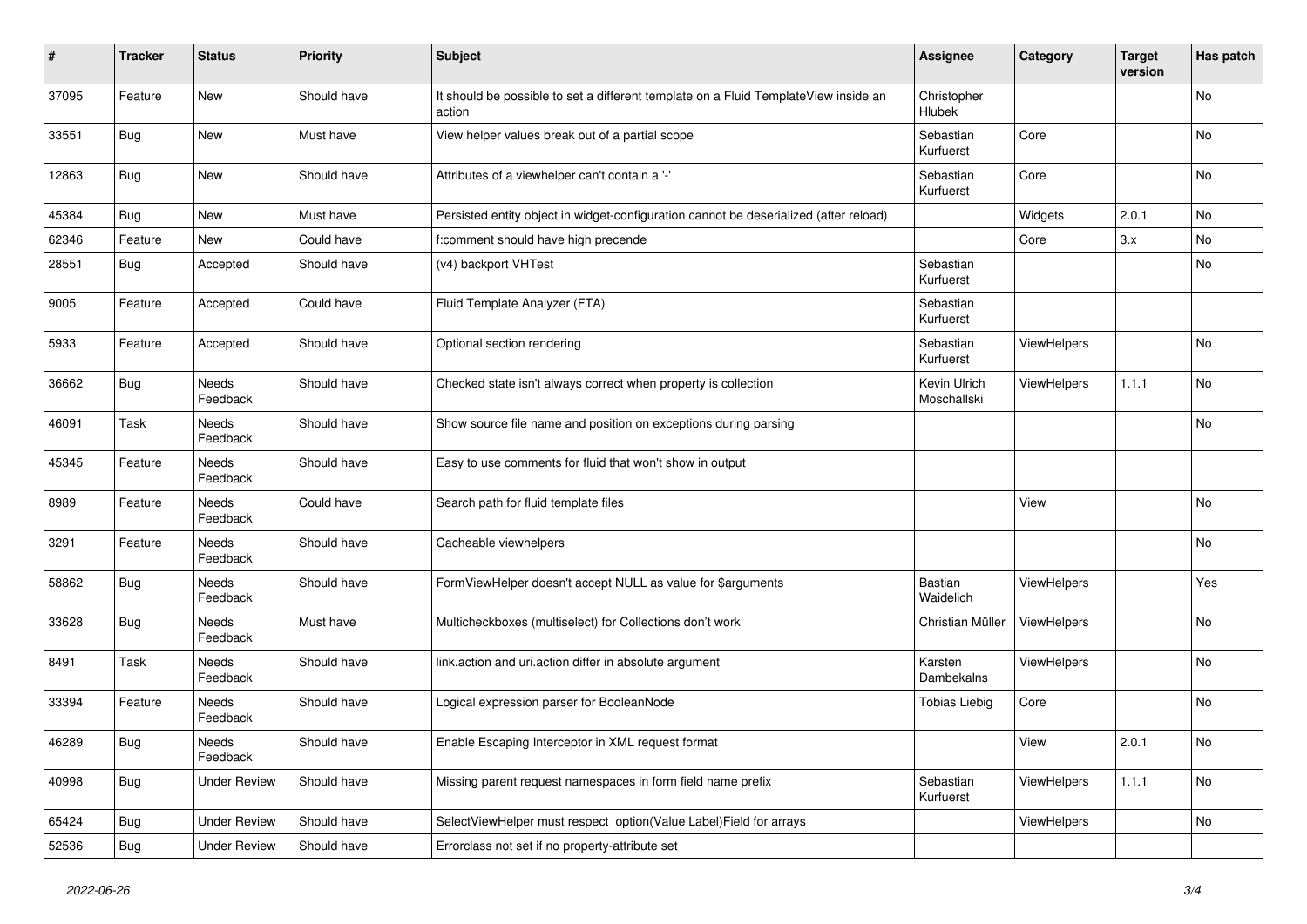| # | Tracker | Status | Priority | Subject | Assignee | Category | Target version | Has patch |
|---|---|---|---|---|---|---|---|---|
| 37095 | Feature | New | Should have | It should be possible to set a different template on a Fluid TemplateView inside an action | Christopher Hlubek | | | No |
| 33551 | Bug | New | Must have | View helper values break out of a partial scope | Sebastian Kurfuerst | Core | | No |
| 12863 | Bug | New | Should have | Attributes of a viewhelper can't contain a '-' | Sebastian Kurfuerst | Core | | No |
| 45384 | Bug | New | Must have | Persisted entity object in widget-configuration cannot be deserialized (after reload) | | Widgets | 2.0.1 | No |
| 62346 | Feature | New | Could have | f:comment should have high precende | | Core | 3.x | No |
| 28551 | Bug | Accepted | Should have | (v4) backport VHTest | Sebastian Kurfuerst | | | No |
| 9005 | Feature | Accepted | Could have | Fluid Template Analyzer (FTA) | Sebastian Kurfuerst | | | |
| 5933 | Feature | Accepted | Should have | Optional section rendering | Sebastian Kurfuerst | ViewHelpers | | No |
| 36662 | Bug | Needs Feedback | Should have | Checked state isn't always correct when property is collection | Kevin Ulrich Moschallski | ViewHelpers | 1.1.1 | No |
| 46091 | Task | Needs Feedback | Should have | Show source file name and position on exceptions during parsing | | | | No |
| 45345 | Feature | Needs Feedback | Should have | Easy to use comments for fluid that won't show in output | | | | |
| 8989 | Feature | Needs Feedback | Could have | Search path for fluid template files | | View | | No |
| 3291 | Feature | Needs Feedback | Should have | Cacheable viewhelpers | | | | No |
| 58862 | Bug | Needs Feedback | Should have | FormViewHelper doesn't accept NULL as value for $arguments | Bastian Waidelich | ViewHelpers | | Yes |
| 33628 | Bug | Needs Feedback | Must have | Multicheckboxes (multiselect) for Collections don't work | Christian Müller | ViewHelpers | | No |
| 8491 | Task | Needs Feedback | Should have | link.action and uri.action differ in absolute argument | Karsten Dambekalns | ViewHelpers | | No |
| 33394 | Feature | Needs Feedback | Should have | Logical expression parser for BooleanNode | Tobias Liebig | Core | | No |
| 46289 | Bug | Needs Feedback | Should have | Enable Escaping Interceptor in XML request format | | View | 2.0.1 | No |
| 40998 | Bug | Under Review | Should have | Missing parent request namespaces in form field name prefix | Sebastian Kurfuerst | ViewHelpers | 1.1.1 | No |
| 65424 | Bug | Under Review | Should have | SelectViewHelper must respect option(Value\|Label)Field for arrays | | ViewHelpers | | No |
| 52536 | Bug | Under Review | Should have | Errorclass not set if no property-attribute set | | | | |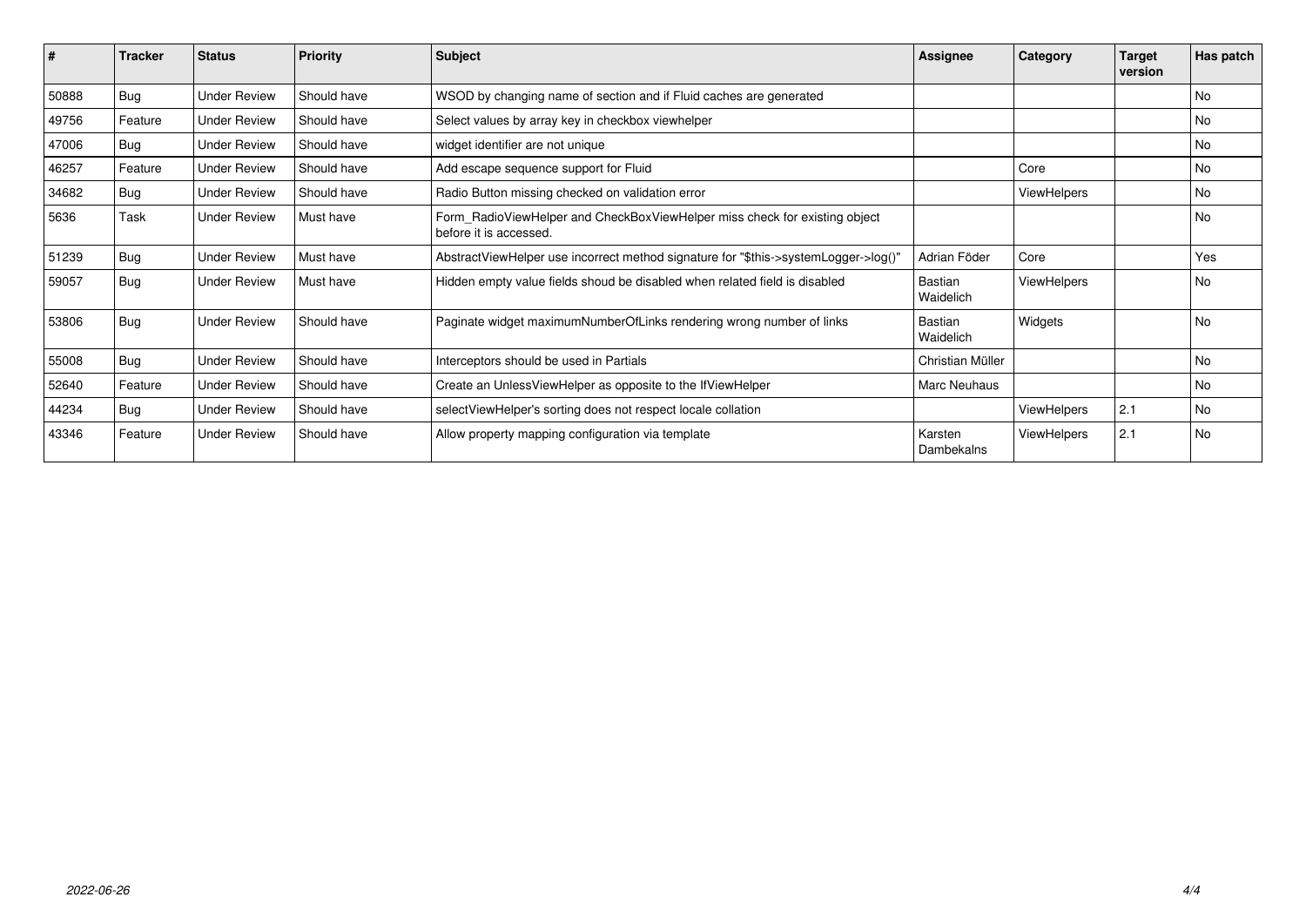| # | Tracker | Status | Priority | Subject | Assignee | Category | Target version | Has patch |
|---|---|---|---|---|---|---|---|---|
| 50888 | Bug | Under Review | Should have | WSOD by changing name of section and if Fluid caches are generated | | | | No |
| 49756 | Feature | Under Review | Should have | Select values by array key in checkbox viewhelper | | | | No |
| 47006 | Bug | Under Review | Should have | widget identifier are not unique | | | | No |
| 46257 | Feature | Under Review | Should have | Add escape sequence support for Fluid | | Core | | No |
| 34682 | Bug | Under Review | Should have | Radio Button missing checked on validation error | | ViewHelpers | | No |
| 5636 | Task | Under Review | Must have | Form_RadioViewHelper and CheckBoxViewHelper miss check for existing object before it is accessed. | | | | No |
| 51239 | Bug | Under Review | Must have | AbstractViewHelper use incorrect method signature for "$this->systemLogger->log()" | Adrian Föder | Core | | Yes |
| 59057 | Bug | Under Review | Must have | Hidden empty value fields shoud be disabled when related field is disabled | Bastian Waidelich | ViewHelpers | | No |
| 53806 | Bug | Under Review | Should have | Paginate widget maximumNumberOfLinks rendering wrong number of links | Bastian Waidelich | Widgets | | No |
| 55008 | Bug | Under Review | Should have | Interceptors should be used in Partials | Christian Müller | | | No |
| 52640 | Feature | Under Review | Should have | Create an UnlessViewHelper as opposite to the IfViewHelper | Marc Neuhaus | | | No |
| 44234 | Bug | Under Review | Should have | selectViewHelper's sorting does not respect locale collation | | ViewHelpers | 2.1 | No |
| 43346 | Feature | Under Review | Should have | Allow property mapping configuration via template | Karsten Dambekalns | ViewHelpers | 2.1 | No |